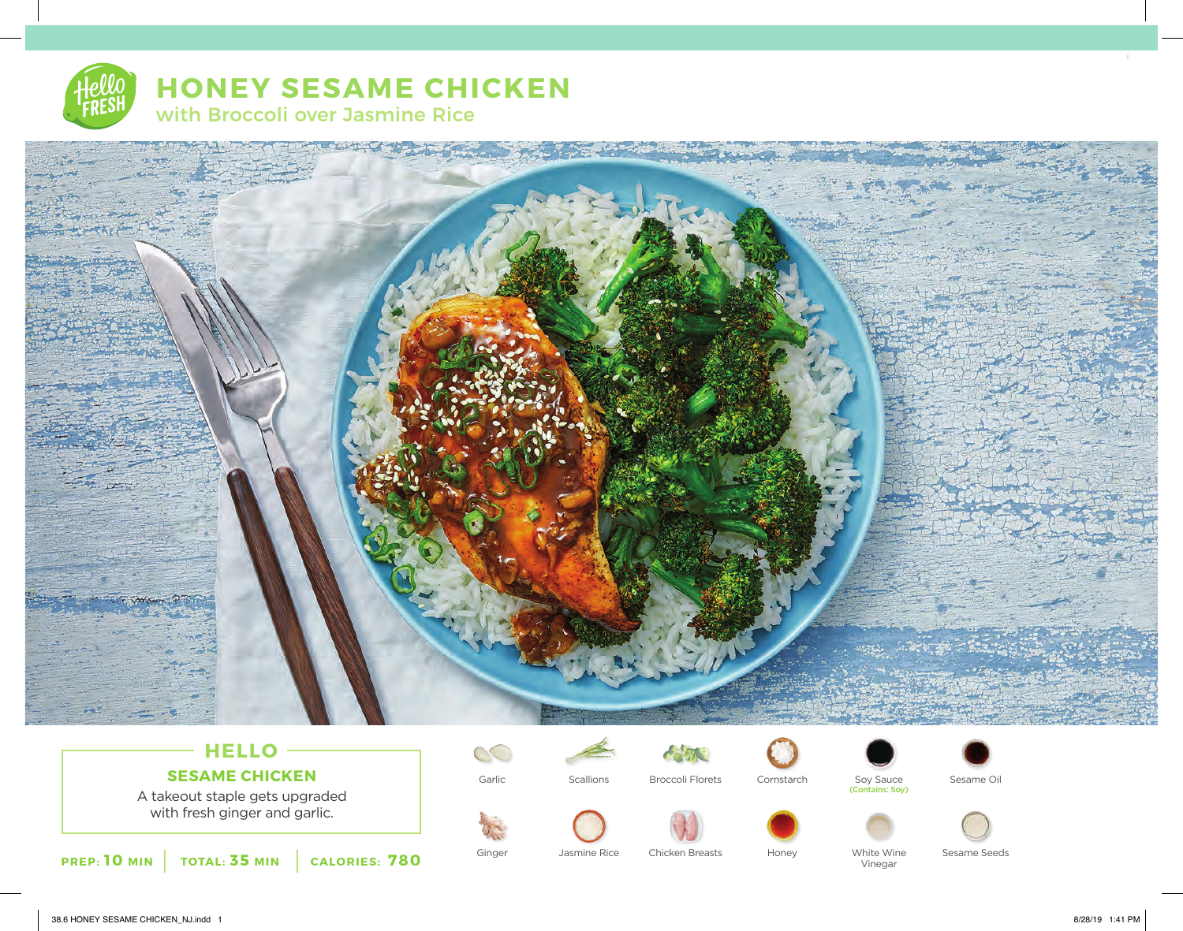# HONEY SESAME CHICKEN

## with Broccoli over Jasmine Rice

## HELLO

### SESAME CHICKEN

A takeout staple gets upgraded with fresh ginger and garlic.

**PREP: 10 MIN** | **TOTAL: 35 MIN** | **CALORIES: 780**

- Garlic
- Scallions
- Broccoli Florets
- Cornstarch
- Soy Sauce (Contains: Soy)
- Sesame Oil
- Ginger
- Jasmine Rice
- Chicken Breasts
- Honey
- White Wine Vinegar
- Sesame Seeds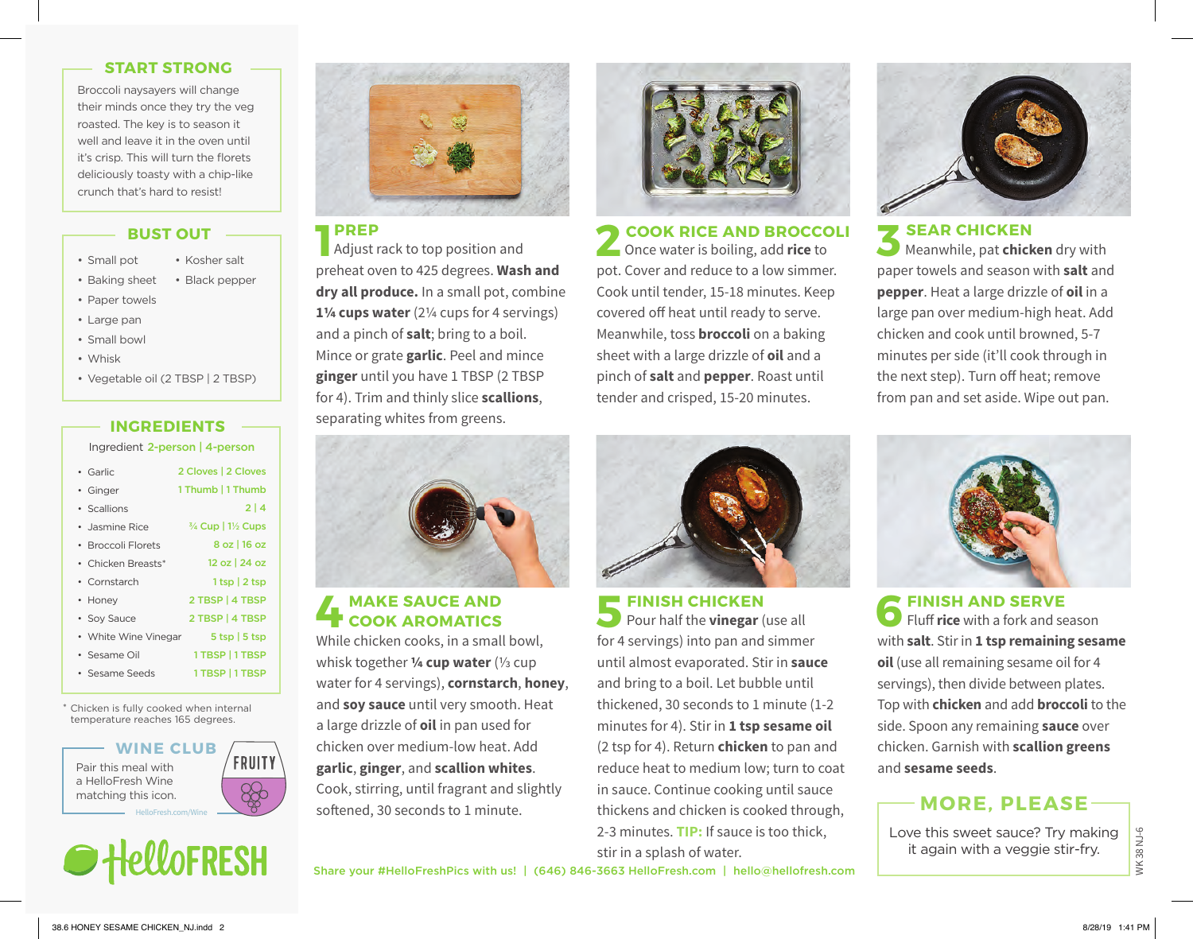## START STRONG

Broccoli naysayers will change their minds once they try the veg roasted. The key is to season it well and leave it in the oven until it's crisp. This will turn the florets deliciously toasty with a chip-like crunch that's hard to resist!

## BUST OUT

- Small pot
- Baking sheet
- Paper towels
- Large pan
- Small bowl
- Whisk
- Vegetable oil (2 TBSP | 2 TBSP)
- Kosher salt
- Black pepper

## INGREDIENTS

| Ingredient | 2-person \| 4-person |
|---|---|
| Garlic | 2 Cloves \| 2 Cloves |
| Ginger | 1 Thumb \| 1 Thumb |
| Scallions | 2 \| 4 |
| Jasmine Rice | ¾ Cup \| 1½ Cups |
| Broccoli Florets | 8 oz \| 16 oz |
| Chicken Breasts* | 12 oz \| 24 oz |
| Cornstarch | 1 tsp \| 2 tsp |
| Honey | 2 TBSP \| 4 TBSP |
| Soy Sauce | 2 TBSP \| 4 TBSP |
| White Wine Vinegar | 5 tsp \| 5 tsp |
| Sesame Oil | 1 TBSP \| 1 TBSP |
| Sesame Seeds | 1 TBSP \| 1 TBSP |

* Chicken is fully cooked when internal temperature reaches 165 degrees.

## WINE CLUB

Pair this meal with a HelloFresh Wine matching this icon.

FRUITY

HelloFresh.com/Wine

HelloFRESH

## 1 PREP

Adjust rack to top position and preheat oven to 425 degrees. **Wash and dry all produce.** In a small pot, combine **1¼ cups water** (2¼ cups for 4 servings) and a pinch of **salt**; bring to a boil. Mince or grate **garlic**. Peel and mince **ginger** until you have 1 TBSP (2 TBSP for 4). Trim and thinly slice **scallions**, separating whites from greens.

## 2 COOK RICE AND BROCCOLI

Once water is boiling, add **rice** to pot. Cover and reduce to a low simmer. Cook until tender, 15-18 minutes. Keep covered off heat until ready to serve. Meanwhile, toss **broccoli** on a baking sheet with a large drizzle of **oil** and a pinch of **salt** and **pepper**. Roast until tender and crisped, 15-20 minutes.

## 3 SEAR CHICKEN

Meanwhile, pat **chicken** dry with paper towels and season with **salt** and **pepper**. Heat a large drizzle of **oil** in a large pan over medium-high heat. Add chicken and cook until browned, 5-7 minutes per side (it'll cook through in the next step). Turn off heat; remove from pan and set aside. Wipe out pan.

## 4 MAKE SAUCE AND COOK AROMATICS

While chicken cooks, in a small bowl, whisk together **¼ cup water** (⅓ cup water for 4 servings), **cornstarch**, **honey**, and **soy sauce** until very smooth. Heat a large drizzle of **oil** in pan used for chicken over medium-low heat. Add **garlic**, **ginger**, and **scallion whites**. Cook, stirring, until fragrant and slightly softened, 30 seconds to 1 minute.

## 5 FINISH CHICKEN

Pour half the **vinegar** (use all for 4 servings) into pan and simmer until almost evaporated. Stir in **sauce** and bring to a boil. Let bubble until thickened, 30 seconds to 1 minute (1-2 minutes for 4). Stir in **1 tsp sesame oil** (2 tsp for 4). Return **chicken** to pan and reduce heat to medium low; turn to coat in sauce. Continue cooking until sauce thickens and chicken is cooked through, 2-3 minutes. **TIP:** If sauce is too thick, stir in a splash of water.

## 6 FINISH AND SERVE

Fluff **rice** with a fork and season with **salt**. Stir in **1 tsp remaining sesame oil** (use all remaining sesame oil for 4 servings), then divide between plates. Top with **chicken** and add **broccoli** to the side. Spoon any remaining **sauce** over chicken. Garnish with **scallion greens** and **sesame seeds**.

## MORE, PLEASE

Love this sweet sauce? Try making it again with a veggie stir-fry.

Share your #HelloFreshPics with us! | (646) 846-3663 HelloFresh.com | hello@hellofresh.com

WK 38 NJ-6